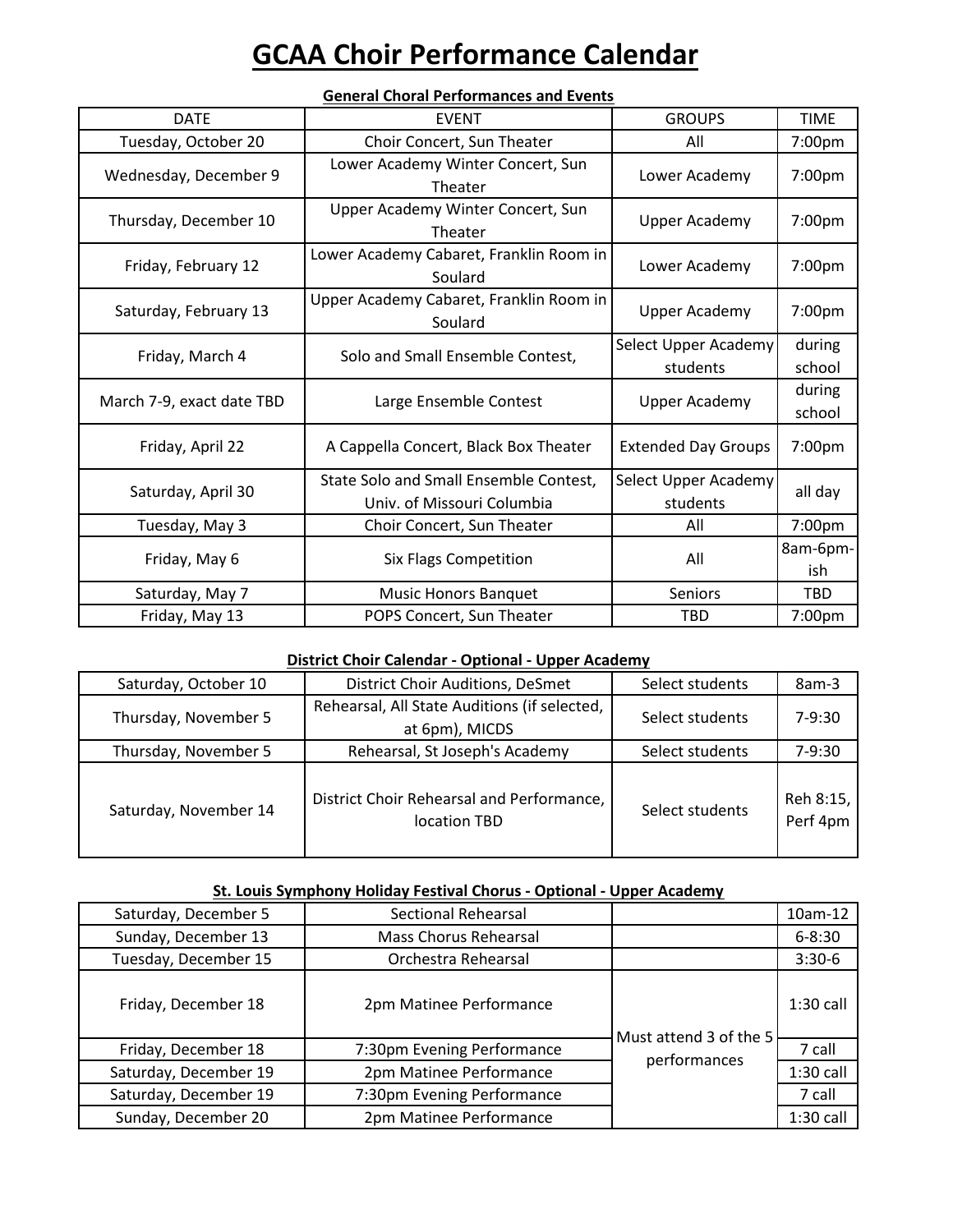# GCAA Choir Performance Calendar

**General Choral Performances and Events**

| DATE | EVENT | GROUPS | TIME |
|---|---|---|---|
| Tuesday, October 20 | Choir Concert, Sun Theater | All | 7:00pm |
| Wednesday, December 9 | Lower Academy Winter Concert, Sun Theater | Lower Academy | 7:00pm |
| Thursday, December 10 | Upper Academy Winter Concert, Sun Theater | Upper Academy | 7:00pm |
| Friday, February 12 | Lower Academy Cabaret, Franklin Room in Soulard | Lower Academy | 7:00pm |
| Saturday, February 13 | Upper Academy Cabaret, Franklin Room in Soulard | Upper Academy | 7:00pm |
| Friday, March 4 | Solo and Small Ensemble Contest, | Select Upper Academy students | during school |
| March 7-9, exact date TBD | Large Ensemble Contest | Upper Academy | during school |
| Friday, April 22 | A Cappella Concert, Black Box Theater | Extended Day Groups | 7:00pm |
| Saturday, April 30 | State Solo and Small Ensemble Contest, Univ. of Missouri Columbia | Select Upper Academy students | all day |
| Tuesday, May 3 | Choir Concert, Sun Theater | All | 7:00pm |
| Friday, May 6 | Six Flags Competition | All | 8am-6pm-ish |
| Saturday, May 7 | Music Honors Banquet | Seniors | TBD |
| Friday, May 13 | POPS Concert, Sun Theater | TBD | 7:00pm |

**District Choir Calendar - Optional - Upper Academy**

| DATE | EVENT | GROUPS | TIME |
|---|---|---|---|
| Saturday, October 10 | District Choir Auditions, DeSmet | Select students | 8am-3 |
| Thursday, November 5 | Rehearsal, All State Auditions (if selected, at 6pm), MICDS | Select students | 7-9:30 |
| Thursday, November 5 | Rehearsal, St Joseph's Academy | Select students | 7-9:30 |
| Saturday, November 14 | District Choir Rehearsal and Performance, location TBD | Select students | Reh 8:15, Perf 4pm |

**St. Louis Symphony Holiday Festival Chorus - Optional - Upper Academy**

| DATE | EVENT | GROUPS | TIME |
|---|---|---|---|
| Saturday, December 5 | Sectional Rehearsal | | 10am-12 |
| Sunday, December 13 | Mass Chorus Rehearsal | | 6-8:30 |
| Tuesday, December 15 | Orchestra Rehearsal | | 3:30-6 |
| Friday, December 18 | 2pm Matinee Performance | Must attend 3 of the 5 performances | 1:30 call |
| Friday, December 18 | 7:30pm Evening Performance | | 7 call |
| Saturday, December 19 | 2pm Matinee Performance | | 1:30 call |
| Saturday, December 19 | 7:30pm Evening Performance | | 7 call |
| Sunday, December 20 | 2pm Matinee Performance | | 1:30 call |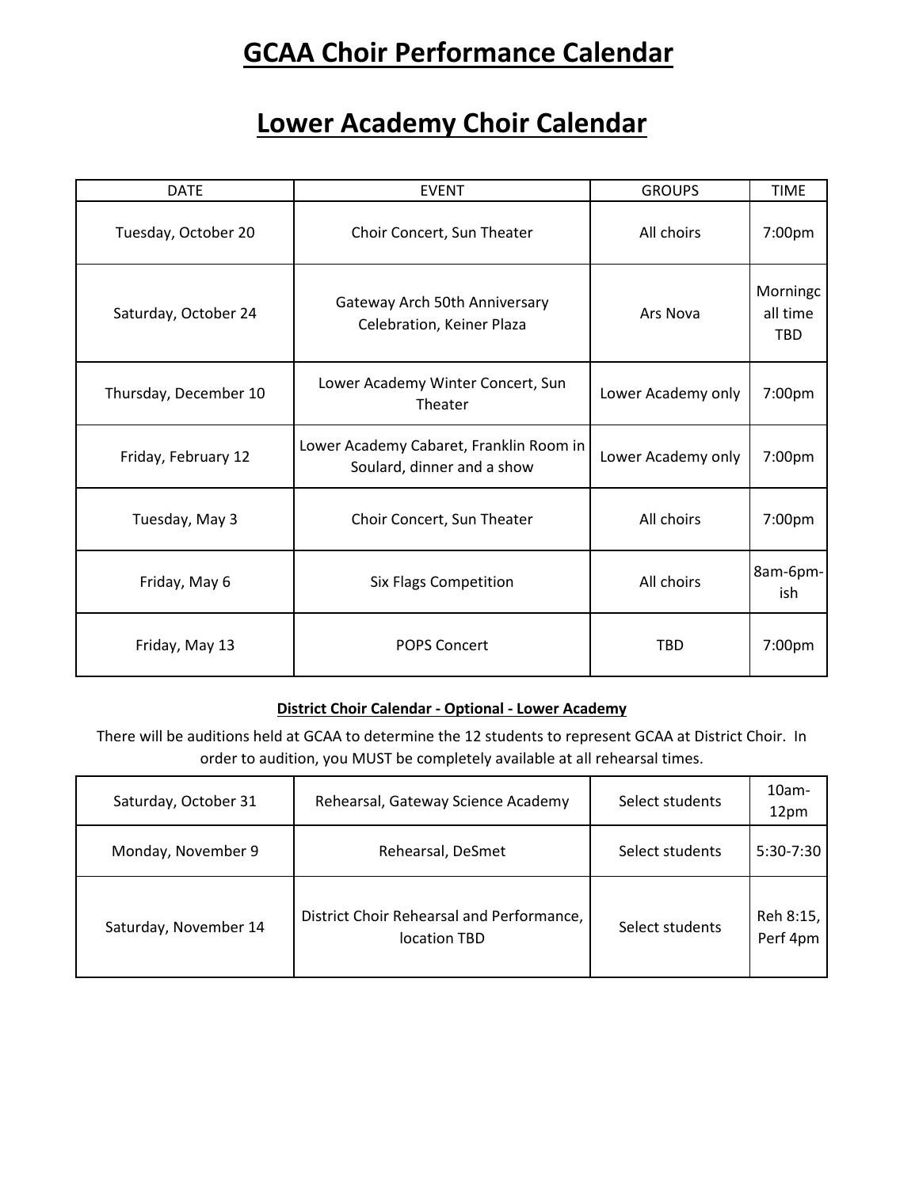# GCAA Choir Performance Calendar

# Lower Academy Choir Calendar

| DATE | EVENT | GROUPS | TIME |
|---|---|---|---|
| Tuesday, October 20 | Choir Concert, Sun Theater | All choirs | 7:00pm |
| Saturday, October 24 | Gateway Arch 50th Anniversary Celebration, Keiner Plaza | Ars Nova | Morningc all time TBD |
| Thursday, December 10 | Lower Academy Winter Concert, Sun Theater | Lower Academy only | 7:00pm |
| Friday, February 12 | Lower Academy Cabaret, Franklin Room in Soulard, dinner and a show | Lower Academy only | 7:00pm |
| Tuesday, May 3 | Choir Concert, Sun Theater | All choirs | 7:00pm |
| Friday, May 6 | Six Flags Competition | All choirs | 8am-6pm-ish |
| Friday, May 13 | POPS Concert | TBD | 7:00pm |

**District Choir Calendar - Optional - Lower Academy**

There will be auditions held at GCAA to determine the 12 students to represent GCAA at District Choir. In order to audition, you MUST be completely available at all rehearsal times.

| | | | |
|---|---|---|---|
| Saturday, October 31 | Rehearsal, Gateway Science Academy | Select students | 10am-12pm |
| Monday, November 9 | Rehearsal, DeSmet | Select students | 5:30-7:30 |
| Saturday, November 14 | District Choir Rehearsal and Performance, location TBD | Select students | Reh 8:15, Perf 4pm |